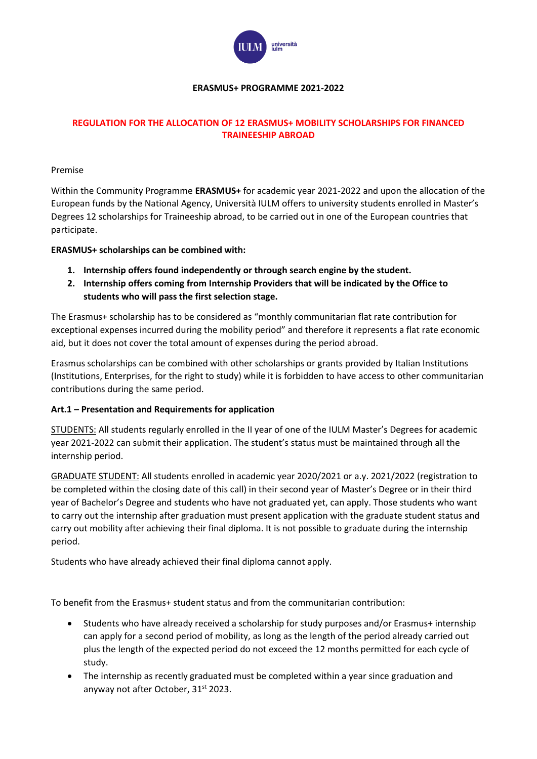**ERASMUS+ PROGRAMME 2021-2022**

# REGULATION FOR THE ALLOCATION OF 12 ERASMUS+ MOBILITY SCHOLARSHIPS FOR FINANCED TRAINEESHIP ABROAD

Premise

Within the Community Programme **ERASMUS+** for academic year 2021-2022 and upon the allocation of the European funds by the National Agency, Università IULM offers to university students enrolled in Master's Degrees 12 scholarships for Traineeship abroad, to be carried out in one of the European countries that participate.

**ERASMUS+ scholarships can be combined with:**

1. **Internship offers found independently or through search engine by the student.**
2. **Internship offers coming from Internship Providers that will be indicated by the Office to students who will pass the first selection stage.**

The Erasmus+ scholarship has to be considered as "monthly communitarian flat rate contribution for exceptional expenses incurred during the mobility period" and therefore it represents a flat rate economic aid, but it does not cover the total amount of expenses during the period abroad.

Erasmus scholarships can be combined with other scholarships or grants provided by Italian Institutions (Institutions, Enterprises, for the right to study) while it is forbidden to have access to other communitarian contributions during the same period.

**Art.1 – Presentation and Requirements for application**

STUDENTS: All students regularly enrolled in the II year of one of the IULM Master's Degrees for academic year 2021-2022 can submit their application. The student's status must be maintained through all the internship period.

GRADUATE STUDENT: All students enrolled in academic year 2020/2021 or a.y. 2021/2022 (registration to be completed within the closing date of this call) in their second year of Master's Degree or in their third year of Bachelor's Degree and students who have not graduated yet, can apply. Those students who want to carry out the internship after graduation must present application with the graduate student status and carry out mobility after achieving their final diploma. It is not possible to graduate during the internship period.

Students who have already achieved their final diploma cannot apply.

To benefit from the Erasmus+ student status and from the communitarian contribution:

- Students who have already received a scholarship for study purposes and/or Erasmus+ internship can apply for a second period of mobility, as long as the length of the period already carried out plus the length of the expected period do not exceed the 12 months permitted for each cycle of study.
- The internship as recently graduated must be completed within a year since graduation and anyway not after October, 31st 2023.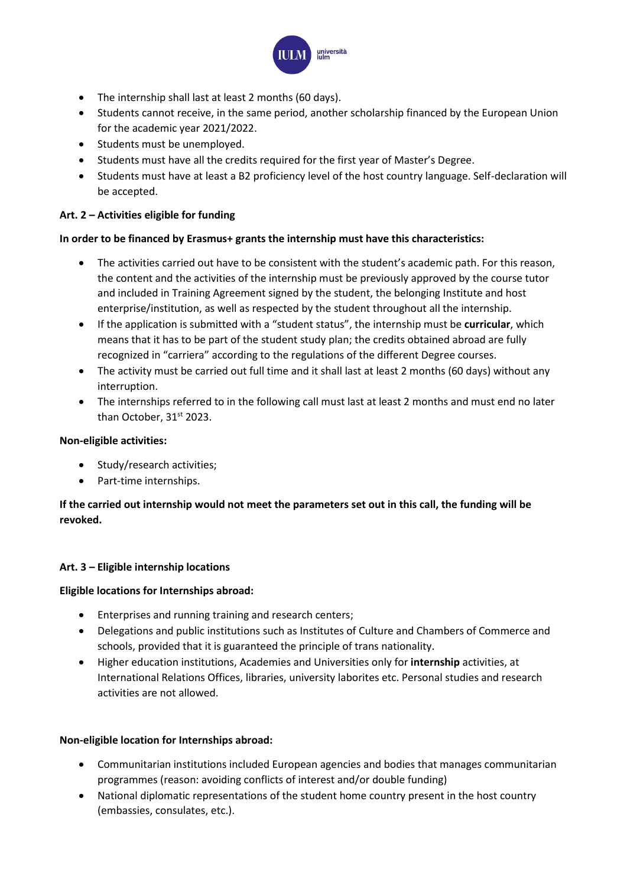- The internship shall last at least 2 months (60 days).
- Students cannot receive, in the same period, another scholarship financed by the European Union for the academic year 2021/2022.
- Students must be unemployed.
- Students must have all the credits required for the first year of Master's Degree.
- Students must have at least a B2 proficiency level of the host country language. Self-declaration will be accepted.

**Art. 2 – Activities eligible for funding**

**In order to be financed by Erasmus+ grants the internship must have this characteristics:**

- The activities carried out have to be consistent with the student's academic path. For this reason, the content and the activities of the internship must be previously approved by the course tutor and included in Training Agreement signed by the student, the belonging Institute and host enterprise/institution, as well as respected by the student throughout all the internship.
- If the application is submitted with a "student status", the internship must be **curricular**, which means that it has to be part of the student study plan; the credits obtained abroad are fully recognized in "carriera" according to the regulations of the different Degree courses.
- The activity must be carried out full time and it shall last at least 2 months (60 days) without any interruption.
- The internships referred to in the following call must last at least 2 months and must end no later than October, 31st 2023.

**Non-eligible activities:**

- Study/research activities;
- Part-time internships.

**If the carried out internship would not meet the parameters set out in this call, the funding will be revoked.**

**Art. 3 – Eligible internship locations**

**Eligible locations for Internships abroad:**

- Enterprises and running training and research centers;
- Delegations and public institutions such as Institutes of Culture and Chambers of Commerce and schools, provided that it is guaranteed the principle of trans nationality.
- Higher education institutions, Academies and Universities only for **internship** activities, at International Relations Offices, libraries, university laborites etc. Personal studies and research activities are not allowed.

**Non-eligible location for Internships abroad:**

- Communitarian institutions included European agencies and bodies that manages communitarian programmes (reason: avoiding conflicts of interest and/or double funding)
- National diplomatic representations of the student home country present in the host country (embassies, consulates, etc.).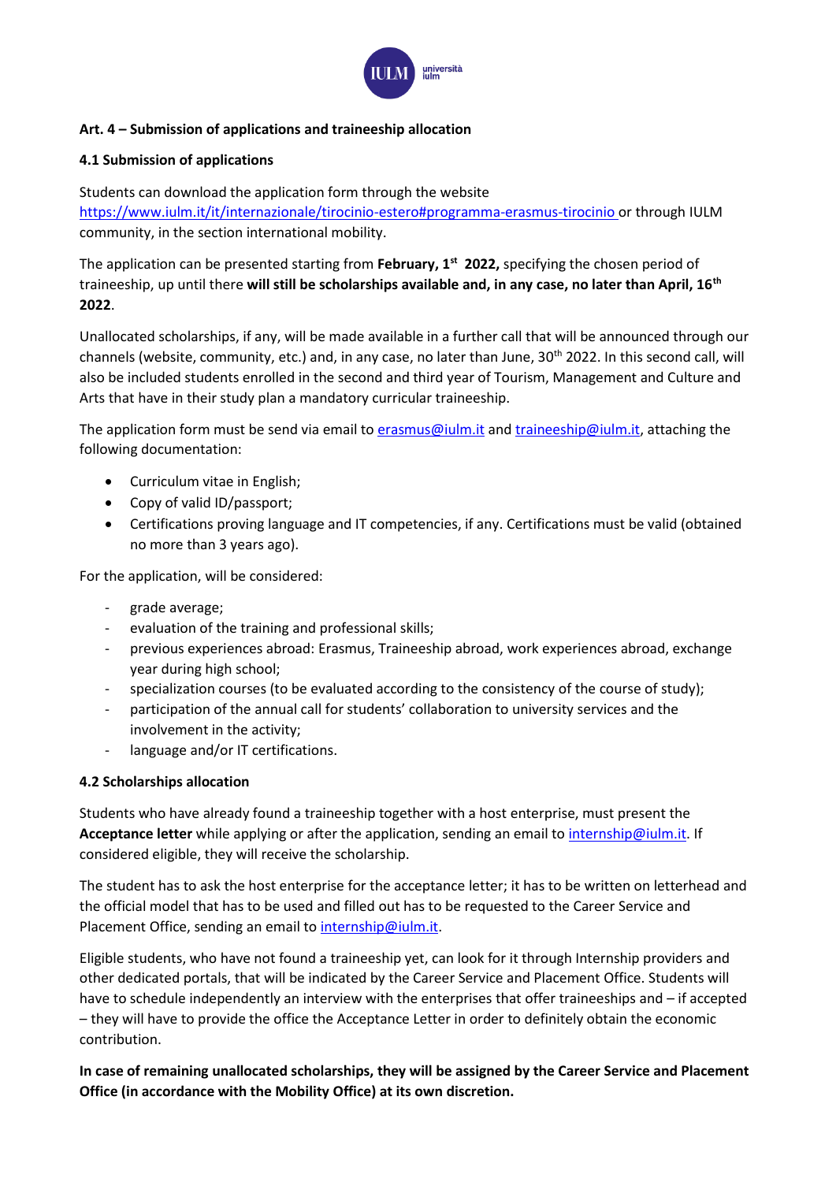**Art. 4 – Submission of applications and traineeship allocation**

**4.1 Submission of applications**

Students can download the application form through the website https://www.iulm.it/it/internazionale/tirocinio-estero#programma-erasmus-tirocinio or through IULM community, in the section international mobility.

The application can be presented starting from **February, 1st 2022,** specifying the chosen period of traineeship, up until there **will still be scholarships available and, in any case, no later than April, 16th 2022**.

Unallocated scholarships, if any, will be made available in a further call that will be announced through our channels (website, community, etc.) and, in any case, no later than June, 30th 2022. In this second call, will also be included students enrolled in the second and third year of Tourism, Management and Culture and Arts that have in their study plan a mandatory curricular traineeship.

The application form must be send via email to erasmus@iulm.it and traineeship@iulm.it, attaching the following documentation:

- Curriculum vitae in English;
- Copy of valid ID/passport;
- Certifications proving language and IT competencies, if any. Certifications must be valid (obtained no more than 3 years ago).

For the application, will be considered:

- grade average;
- evaluation of the training and professional skills;
- previous experiences abroad: Erasmus, Traineeship abroad, work experiences abroad, exchange year during high school;
- specialization courses (to be evaluated according to the consistency of the course of study);
- participation of the annual call for students' collaboration to university services and the involvement in the activity;
- language and/or IT certifications.

**4.2 Scholarships allocation**

Students who have already found a traineeship together with a host enterprise, must present the **Acceptance letter** while applying or after the application, sending an email to internship@iulm.it. If considered eligible, they will receive the scholarship.

The student has to ask the host enterprise for the acceptance letter; it has to be written on letterhead and the official model that has to be used and filled out has to be requested to the Career Service and Placement Office, sending an email to internship@iulm.it.

Eligible students, who have not found a traineeship yet, can look for it through Internship providers and other dedicated portals, that will be indicated by the Career Service and Placement Office. Students will have to schedule independently an interview with the enterprises that offer traineeships and – if accepted – they will have to provide the office the Acceptance Letter in order to definitely obtain the economic contribution.

**In case of remaining unallocated scholarships, they will be assigned by the Career Service and Placement Office (in accordance with the Mobility Office) at its own discretion.**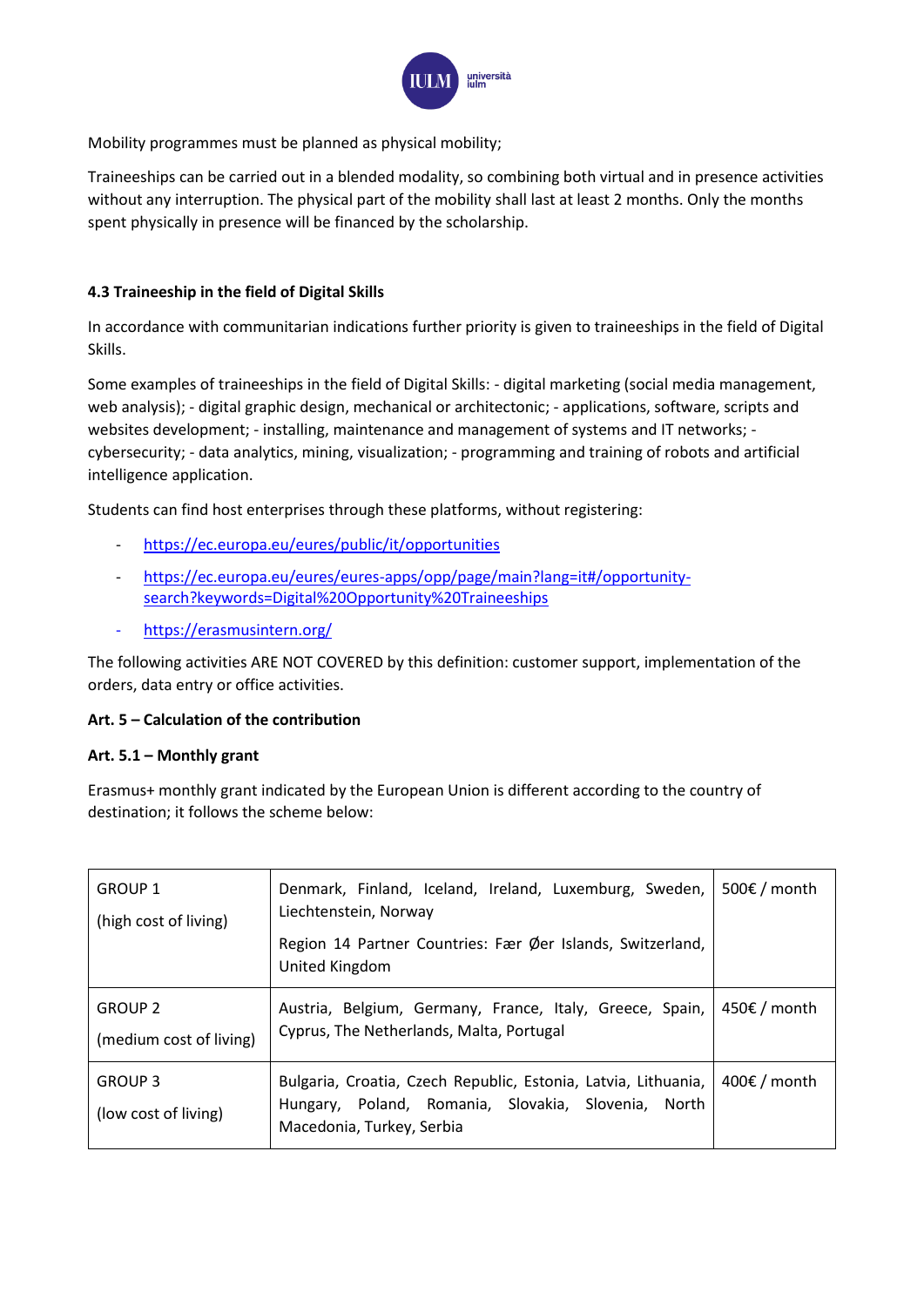Mobility programmes must be planned as physical mobility;

Traineeships can be carried out in a blended modality, so combining both virtual and in presence activities without any interruption. The physical part of the mobility shall last at least 2 months. Only the months spent physically in presence will be financed by the scholarship.

### 4.3 Traineeship in the field of Digital Skills

In accordance with communitarian indications further priority is given to traineeships in the field of Digital Skills.

Some examples of traineeships in the field of Digital Skills: - digital marketing (social media management, web analysis); - digital graphic design, mechanical or architectonic; - applications, software, scripts and websites development; - installing, maintenance and management of systems and IT networks; - cybersecurity; - data analytics, mining, visualization; - programming and training of robots and artificial intelligence application.

Students can find host enterprises through these platforms, without registering:

- https://ec.europa.eu/eures/public/it/opportunities
- https://ec.europa.eu/eures/eures-apps/opp/page/main?lang=it#/opportunity-search?keywords=Digital%20Opportunity%20Traineeships
- https://erasmusintern.org/

The following activities ARE NOT COVERED by this definition: customer support, implementation of the orders, data entry or office activities.

### Art. 5 – Calculation of the contribution

### Art. 5.1 – Monthly grant

Erasmus+ monthly grant indicated by the European Union is different according to the country of destination; it follows the scheme below:

| Group | Countries | Grant |
|---|---|---|
| GROUP 1 (high cost of living) | Denmark, Finland, Iceland, Ireland, Luxemburg, Sweden, Liechtenstein, Norway<br>Region 14 Partner Countries: Fær Øer Islands, Switzerland, United Kingdom | 500€ / month |
| GROUP 2 (medium cost of living) | Austria, Belgium, Germany, France, Italy, Greece, Spain, Cyprus, The Netherlands, Malta, Portugal | 450€ / month |
| GROUP 3 (low cost of living) | Bulgaria, Croatia, Czech Republic, Estonia, Latvia, Lithuania, Hungary, Poland, Romania, Slovakia, Slovenia, North Macedonia, Turkey, Serbia | 400€ / month |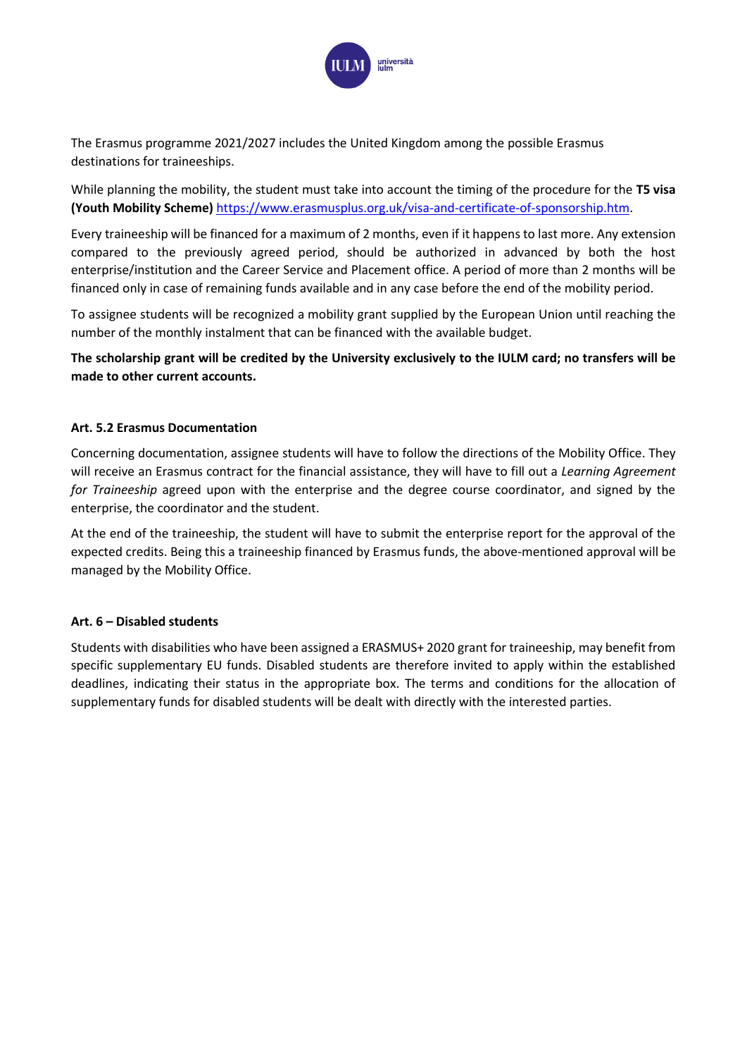The Erasmus programme 2021/2027 includes the United Kingdom among the possible Erasmus destinations for traineeships.

While planning the mobility, the student must take into account the timing of the procedure for the **T5 visa (Youth Mobility Scheme)** https://www.erasmusplus.org.uk/visa-and-certificate-of-sponsorship.htm.

Every traineeship will be financed for a maximum of 2 months, even if it happens to last more. Any extension compared to the previously agreed period, should be authorized in advanced by both the host enterprise/institution and the Career Service and Placement office. A period of more than 2 months will be financed only in case of remaining funds available and in any case before the end of the mobility period.

To assignee students will be recognized a mobility grant supplied by the European Union until reaching the number of the monthly instalment that can be financed with the available budget.

**The scholarship grant will be credited by the University exclusively to the IULM card; no transfers will be made to other current accounts.**

**Art. 5.2 Erasmus Documentation**

Concerning documentation, assignee students will have to follow the directions of the Mobility Office. They will receive an Erasmus contract for the financial assistance, they will have to fill out a *Learning Agreement for Traineeship* agreed upon with the enterprise and the degree course coordinator, and signed by the enterprise, the coordinator and the student.

At the end of the traineeship, the student will have to submit the enterprise report for the approval of the expected credits. Being this a traineeship financed by Erasmus funds, the above-mentioned approval will be managed by the Mobility Office.

**Art. 6 – Disabled students**

Students with disabilities who have been assigned a ERASMUS+ 2020 grant for traineeship, may benefit from specific supplementary EU funds. Disabled students are therefore invited to apply within the established deadlines, indicating their status in the appropriate box. The terms and conditions for the allocation of supplementary funds for disabled students will be dealt with directly with the interested parties.